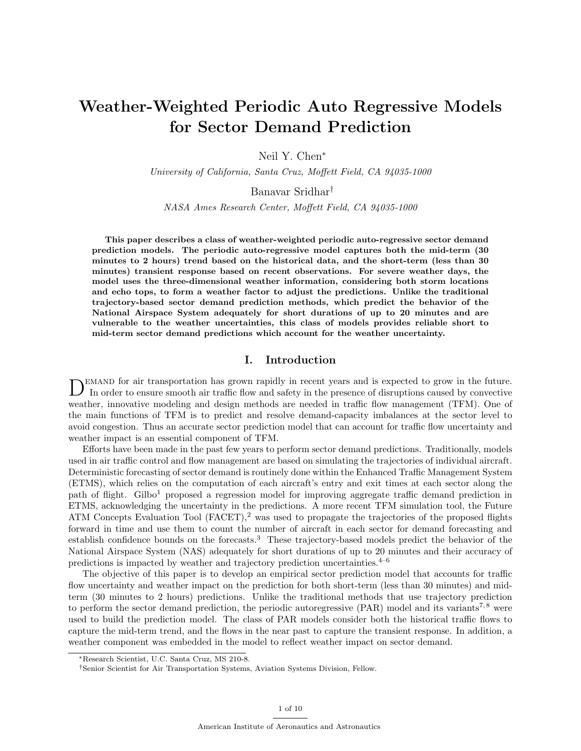# Weather-Weighted Periodic Auto Regressive Models for Sector Demand Prediction

Neil Y. Chen*

*University of California, Santa Cruz, Moffett Field, CA 94035-1000*

Banavar Sridhar†

*NASA Ames Research Center, Moffett Field, CA 94035-1000*

**This paper describes a class of weather-weighted periodic auto-regressive sector demand prediction models. The periodic auto-regressive model captures both the mid-term (30 minutes to 2 hours) trend based on the historical data, and the short-term (less than 30 minutes) transient response based on recent observations. For severe weather days, the model uses the three-dimensional weather information, considering both storm locations and echo tops, to form a weather factor to adjust the predictions. Unlike the traditional trajectory-based sector demand prediction methods, which predict the behavior of the National Airspace System adequately for short durations of up to 20 minutes and are vulnerable to the weather uncertainties, this class of models provides reliable short to mid-term sector demand predictions which account for the weather uncertainty.**

## I. Introduction

Demand for air transportation has grown rapidly in recent years and is expected to grow in the future. In order to ensure smooth air traffic flow and safety in the presence of disruptions caused by convective weather, innovative modeling and design methods are needed in traffic flow management (TFM). One of the main functions of TFM is to predict and resolve demand-capacity imbalances at the sector level to avoid congestion. Thus an accurate sector prediction model that can account for traffic flow uncertainty and weather impact is an essential component of TFM.

Efforts have been made in the past few years to perform sector demand predictions. Traditionally, models used in air traffic control and flow management are based on simulating the trajectories of individual aircraft. Deterministic forecasting of sector demand is routinely done within the Enhanced Traffic Management System (ETMS), which relies on the computation of each aircraft's entry and exit times at each sector along the path of flight. Gilbo[1] proposed a regression model for improving aggregate traffic demand prediction in ETMS, acknowledging the uncertainty in the predictions. A more recent TFM simulation tool, the Future ATM Concepts Evaluation Tool (FACET),[2] was used to propagate the trajectories of the proposed flights forward in time and use them to count the number of aircraft in each sector for demand forecasting and establish confidence bounds on the forecasts.[3] These trajectory-based models predict the behavior of the National Airspace System (NAS) adequately for short durations of up to 20 minutes and their accuracy of predictions is impacted by weather and trajectory prediction uncertainties.[4–6]

The objective of this paper is to develop an empirical sector prediction model that accounts for traffic flow uncertainty and weather impact on the prediction for both short-term (less than 30 minutes) and mid-term (30 minutes to 2 hours) predictions. Unlike the traditional methods that use trajectory prediction to perform the sector demand prediction, the periodic autoregressive (PAR) model and its variants[7,8] were used to build the prediction model. The class of PAR models consider both the historical traffic flows to capture the mid-term trend, and the flows in the near past to capture the transient response. In addition, a weather component was embedded in the model to reflect weather impact on sector demand.

---

*Research Scientist, U.C. Santa Cruz, MS 210-8.

†Senior Scientist for Air Transportation Systems, Aviation Systems Division, Fellow.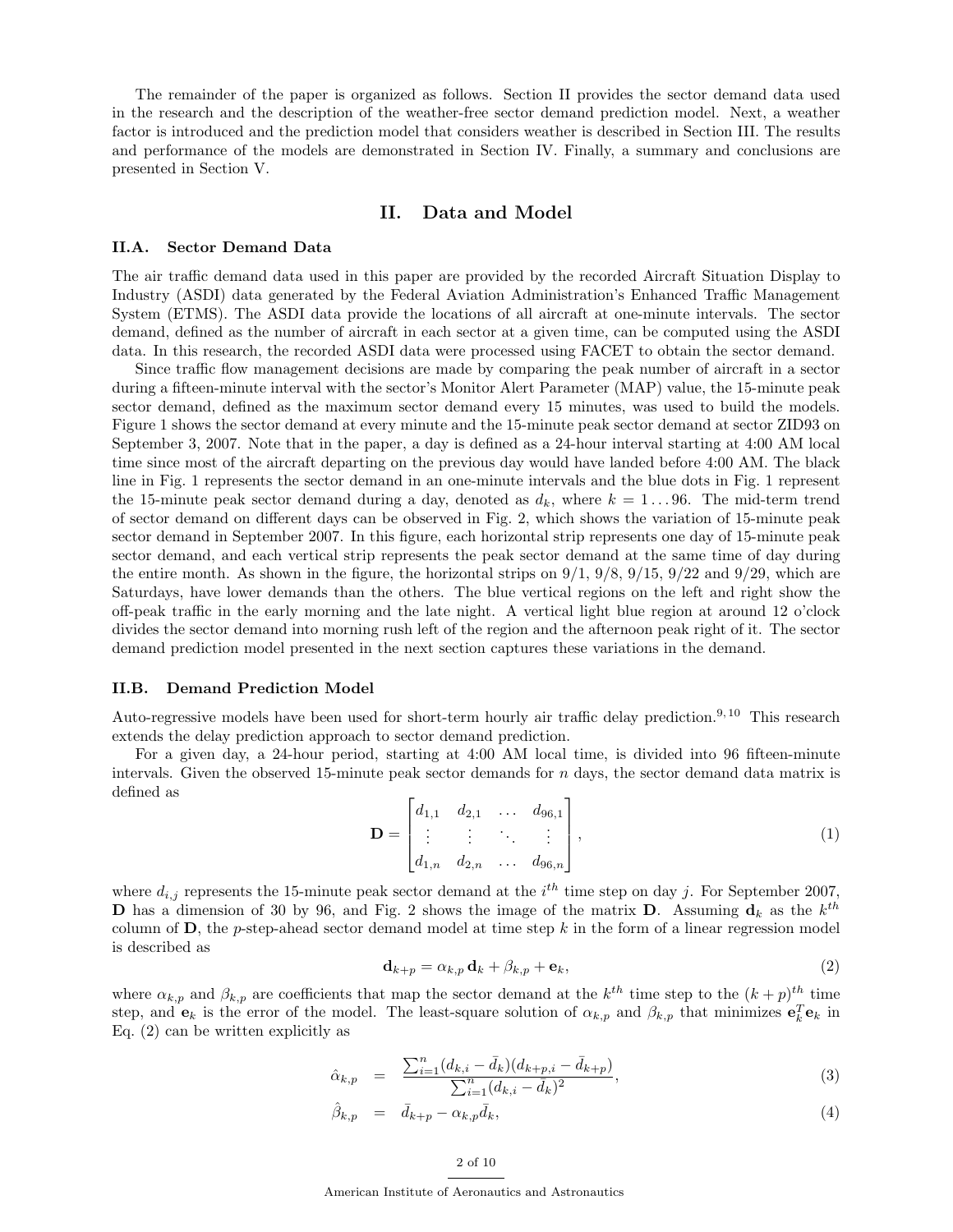The remainder of the paper is organized as follows. Section II provides the sector demand data used in the research and the description of the weather-free sector demand prediction model. Next, a weather factor is introduced and the prediction model that considers weather is described in Section III. The results and performance of the models are demonstrated in Section IV. Finally, a summary and conclusions are presented in Section V.

# II. Data and Model

## II.A. Sector Demand Data

The air traffic demand data used in this paper are provided by the recorded Aircraft Situation Display to Industry (ASDI) data generated by the Federal Aviation Administration's Enhanced Traffic Management System (ETMS). The ASDI data provide the locations of all aircraft at one-minute intervals. The sector demand, defined as the number of aircraft in each sector at a given time, can be computed using the ASDI data. In this research, the recorded ASDI data were processed using FACET to obtain the sector demand.

Since traffic flow management decisions are made by comparing the peak number of aircraft in a sector during a fifteen-minute interval with the sector's Monitor Alert Parameter (MAP) value, the 15-minute peak sector demand, defined as the maximum sector demand every 15 minutes, was used to build the models. Figure 1 shows the sector demand at every minute and the 15-minute peak sector demand at sector ZID93 on September 3, 2007. Note that in the paper, a day is defined as a 24-hour interval starting at 4:00 AM local time since most of the aircraft departing on the previous day would have landed before 4:00 AM. The black line in Fig. 1 represents the sector demand in an one-minute intervals and the blue dots in Fig. 1 represent the 15-minute peak sector demand during a day, denoted as $d_k$, where $k = 1 \ldots 96$. The mid-term trend of sector demand on different days can be observed in Fig. 2, which shows the variation of 15-minute peak sector demand in September 2007. In this figure, each horizontal strip represents one day of 15-minute peak sector demand, and each vertical strip represents the peak sector demand at the same time of day during the entire month. As shown in the figure, the horizontal strips on 9/1, 9/8, 9/15, 9/22 and 9/29, which are Saturdays, have lower demands than the others. The blue vertical regions on the left and right show the off-peak traffic in the early morning and the late night. A vertical light blue region at around 12 o'clock divides the sector demand into morning rush left of the region and the afternoon peak right of it. The sector demand prediction model presented in the next section captures these variations in the demand.

## II.B. Demand Prediction Model

Auto-regressive models have been used for short-term hourly air traffic delay prediction.[9,10] This research extends the delay prediction approach to sector demand prediction.

For a given day, a 24-hour period, starting at 4:00 AM local time, is divided into 96 fifteen-minute intervals. Given the observed 15-minute peak sector demands for $n$ days, the sector demand data matrix is defined as

$$\mathbf{D} = \begin{bmatrix} d_{1,1} & d_{2,1} & \ldots & d_{96,1} \\ \vdots & \vdots & \ddots & \vdots \\ d_{1,n} & d_{2,n} & \ldots & d_{96,n} \end{bmatrix}, \tag{1}$$

where $d_{i,j}$ represents the 15-minute peak sector demand at the $i^{th}$ time step on day $j$. For September 2007, $\mathbf{D}$ has a dimension of 30 by 96, and Fig. 2 shows the image of the matrix $\mathbf{D}$. Assuming $\mathbf{d}_k$ as the $k^{th}$ column of $\mathbf{D}$, the $p$-step-ahead sector demand model at time step $k$ in the form of a linear regression model is described as

$$\mathbf{d}_{k+p} = \alpha_{k,p}\,\mathbf{d}_k + \beta_{k,p} + \mathbf{e}_k, \tag{2}$$

where $\alpha_{k,p}$ and $\beta_{k,p}$ are coefficients that map the sector demand at the $k^{th}$ time step to the $(k+p)^{th}$ time step, and $\mathbf{e}_k$ is the error of the model. The least-square solution of $\alpha_{k,p}$ and $\beta_{k,p}$ that minimizes $\mathbf{e}_k^T\mathbf{e}_k$ in Eq. (2) can be written explicitly as

$$\hat{\alpha}_{k,p} = \frac{\sum_{i=1}^{n}(d_{k,i} - \bar{d}_k)(d_{k+p,i} - \bar{d}_{k+p})}{\sum_{i=1}^{n}(d_{k,i} - \bar{d}_k)^2}, \tag{3}$$

$$\hat{\beta}_{k,p} = \bar{d}_{k+p} - \alpha_{k,p}\bar{d}_k, \tag{4}$$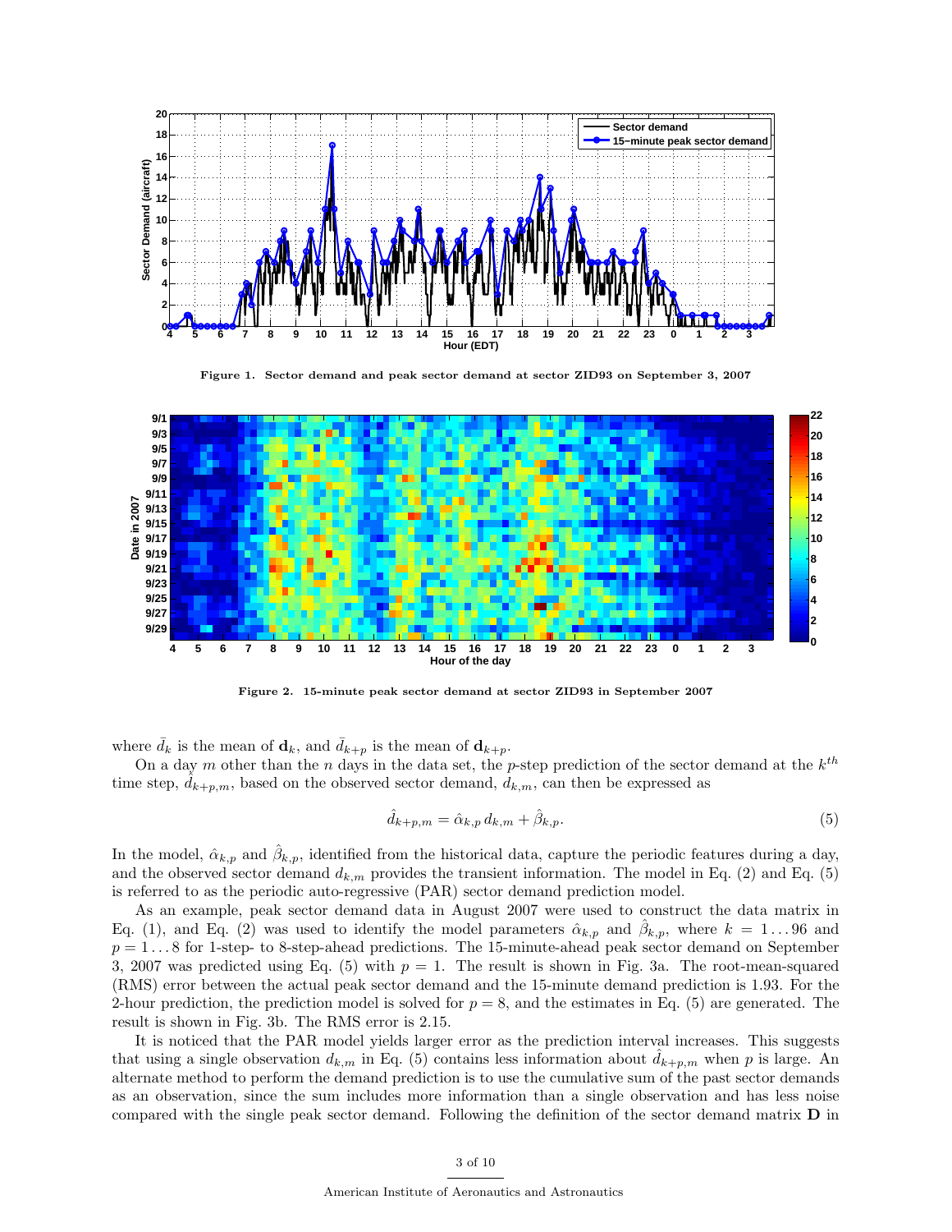Figure 1. Sector demand and peak sector demand at sector ZID93 on September 3, 2007

Figure 2. 15-minute peak sector demand at sector ZID93 in September 2007

where $\bar{d}_k$ is the mean of $\mathbf{d}_k$, and $\bar{d}_{k+p}$ is the mean of $\mathbf{d}_{k+p}$.

On a day $m$ other than the $n$ days in the data set, the $p$-step prediction of the sector demand at the $k^{th}$ time step, $\hat{d}_{k+p,m}$, based on the observed sector demand, $d_{k,m}$, can then be expressed as

$$\hat{d}_{k+p,m} = \hat{\alpha}_{k,p}\, d_{k,m} + \hat{\beta}_{k,p}. \tag{5}$$

In the model, $\hat{\alpha}_{k,p}$ and $\hat{\beta}_{k,p}$, identified from the historical data, capture the periodic features during a day, and the observed sector demand $d_{k,m}$ provides the transient information. The model in Eq. (2) and Eq. (5) is referred to as the periodic auto-regressive (PAR) sector demand prediction model.

As an example, peak sector demand data in August 2007 were used to construct the data matrix in Eq. (1), and Eq. (2) was used to identify the model parameters $\hat{\alpha}_{k,p}$ and $\hat{\beta}_{k,p}$, where $k = 1 \ldots 96$ and $p = 1 \ldots 8$ for 1-step- to 8-step-ahead predictions. The 15-minute-ahead peak sector demand on September 3, 2007 was predicted using Eq. (5) with $p = 1$. The result is shown in Fig. 3a. The root-mean-squared (RMS) error between the actual peak sector demand and the 15-minute demand prediction is 1.93. For the 2-hour prediction, the prediction model is solved for $p = 8$, and the estimates in Eq. (5) are generated. The result is shown in Fig. 3b. The RMS error is 2.15.

It is noticed that the PAR model yields larger error as the prediction interval increases. This suggests that using a single observation $d_{k,m}$ in Eq. (5) contains less information about $\hat{d}_{k+p,m}$ when $p$ is large. An alternate method to perform the demand prediction is to use the cumulative sum of the past sector demands as an observation, since the sum includes more information than a single observation and has less noise compared with the single peak sector demand. Following the definition of the sector demand matrix $\mathbf{D}$ in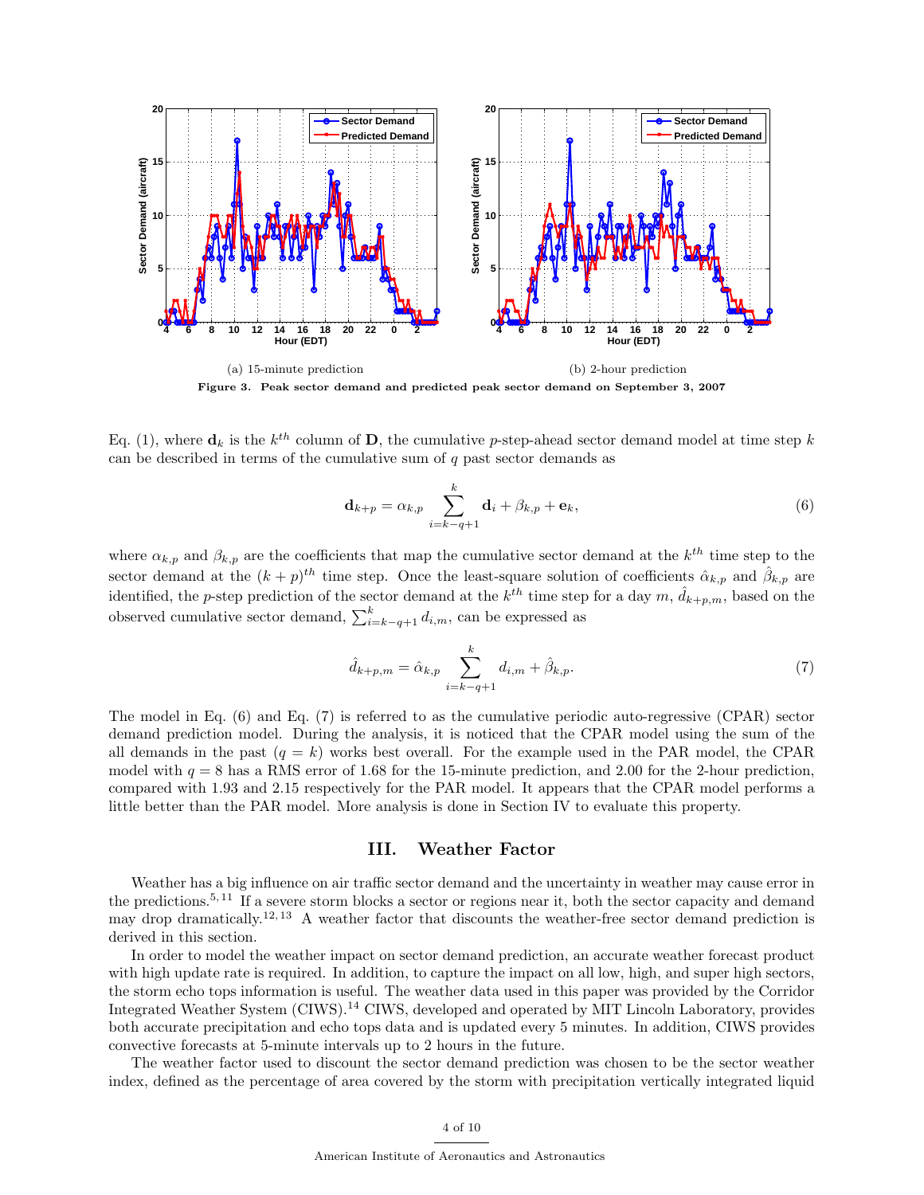(a) 15-minute prediction

(b) 2-hour prediction

**Figure 3. Peak sector demand and predicted peak sector demand on September 3, 2007**

Eq. (1), where $\mathbf{d}_k$ is the $k^{th}$ column of $\mathbf{D}$, the cumulative $p$-step-ahead sector demand model at time step $k$ can be described in terms of the cumulative sum of $q$ past sector demands as

$$\mathbf{d}_{k+p} = \alpha_{k,p} \sum_{i=k-q+1}^{k} \mathbf{d}_i + \beta_{k,p} + \mathbf{e}_k, \tag{6}$$

where $\alpha_{k,p}$ and $\beta_{k,p}$ are the coefficients that map the cumulative sector demand at the $k^{th}$ time step to the sector demand at the $(k+p)^{th}$ time step. Once the least-square solution of coefficients $\hat{\alpha}_{k,p}$ and $\hat{\beta}_{k,p}$ are identified, the $p$-step prediction of the sector demand at the $k^{th}$ time step for a day $m$, $\hat{d}_{k+p,m}$, based on the observed cumulative sector demand, $\sum_{i=k-q+1}^{k} d_{i,m}$, can be expressed as

$$\hat{d}_{k+p,m} = \hat{\alpha}_{k,p} \sum_{i=k-q+1}^{k} d_{i,m} + \hat{\beta}_{k,p}. \tag{7}$$

The model in Eq. (6) and Eq. (7) is referred to as the cumulative periodic auto-regressive (CPAR) sector demand prediction model. During the analysis, it is noticed that the CPAR model using the sum of the all demands in the past ($q = k$) works best overall. For the example used in the PAR model, the CPAR model with $q = 8$ has a RMS error of 1.68 for the 15-minute prediction, and 2.00 for the 2-hour prediction, compared with 1.93 and 2.15 respectively for the PAR model. It appears that the CPAR model performs a little better than the PAR model. More analysis is done in Section IV to evaluate this property.

## III. Weather Factor

Weather has a big influence on air traffic sector demand and the uncertainty in weather may cause error in the predictions.[5,11] If a severe storm blocks a sector or regions near it, both the sector capacity and demand may drop dramatically.[12,13] A weather factor that discounts the weather-free sector demand prediction is derived in this section.

In order to model the weather impact on sector demand prediction, an accurate weather forecast product with high update rate is required. In addition, to capture the impact on all low, high, and super high sectors, the storm echo tops information is useful. The weather data used in this paper was provided by the Corridor Integrated Weather System (CIWS).[14] CIWS, developed and operated by MIT Lincoln Laboratory, provides both accurate precipitation and echo tops data and is updated every 5 minutes. In addition, CIWS provides convective forecasts at 5-minute intervals up to 2 hours in the future.

The weather factor used to discount the sector demand prediction was chosen to be the sector weather index, defined as the percentage of area covered by the storm with precipitation vertically integrated liquid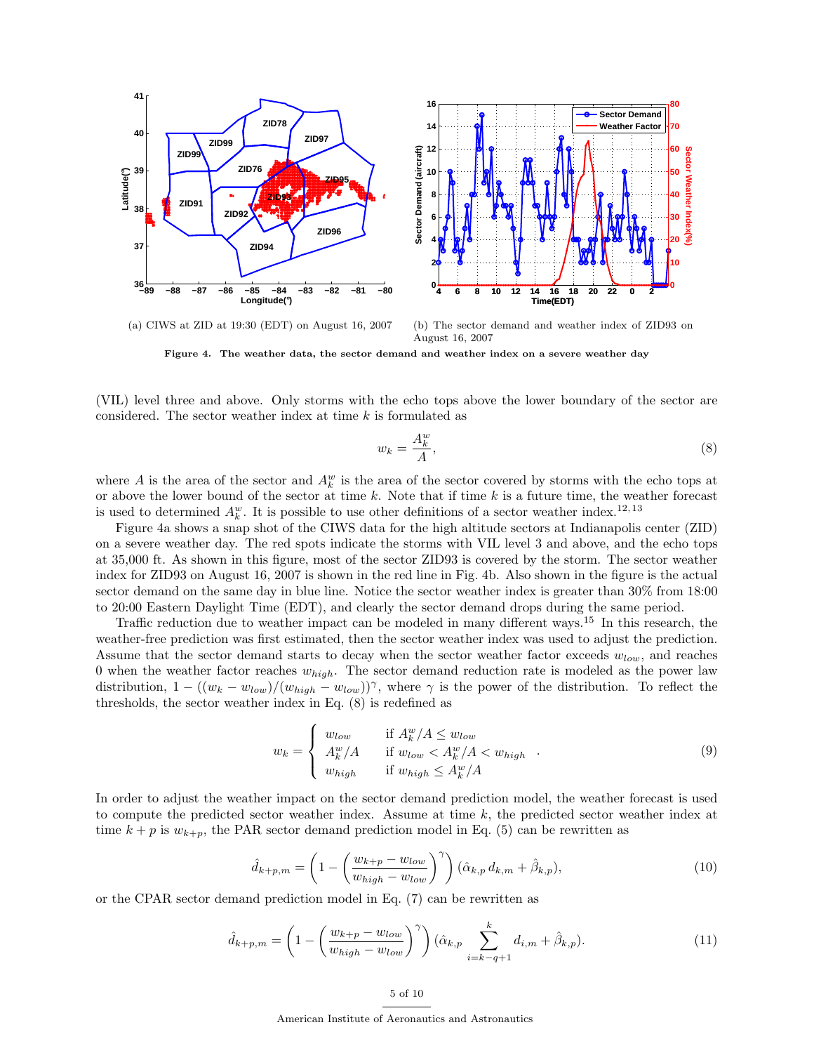(a) CIWS at ZID at 19:30 (EDT) on August 16, 2007

(b) The sector demand and weather index of ZID93 on August 16, 2007

**Figure 4. The weather data, the sector demand and weather index on a severe weather day**

(VIL) level three and above. Only storms with the echo tops above the lower boundary of the sector are considered. The sector weather index at time $k$ is formulated as

$$w_k = \frac{A_k^w}{A}, \tag{8}$$

where $A$ is the area of the sector and $A_k^w$ is the area of the sector covered by storms with the echo tops at or above the lower bound of the sector at time $k$. Note that if time $k$ is a future time, the weather forecast is used to determined $A_k^w$. It is possible to use other definitions of a sector weather index.[12,13]

Figure 4a shows a snap shot of the CIWS data for the high altitude sectors at Indianapolis center (ZID) on a severe weather day. The red spots indicate the storms with VIL level 3 and above, and the echo tops at 35,000 ft. As shown in this figure, most of the sector ZID93 is covered by the storm. The sector weather index for ZID93 on August 16, 2007 is shown in the red line in Fig. 4b. Also shown in the figure is the actual sector demand on the same day in blue line. Notice the sector weather index is greater than 30% from 18:00 to 20:00 Eastern Daylight Time (EDT), and clearly the sector demand drops during the same period.

Traffic reduction due to weather impact can be modeled in many different ways.[15] In this research, the weather-free prediction was first estimated, then the sector weather index was used to adjust the prediction. Assume that the sector demand starts to decay when the sector weather factor exceeds $w_{low}$, and reaches 0 when the weather factor reaches $w_{high}$. The sector demand reduction rate is modeled as the power law distribution, $1 - ((w_k - w_{low})/(w_{high} - w_{low}))^\gamma$, where $\gamma$ is the power of the distribution. To reflect the thresholds, the sector weather index in Eq. (8) is redefined as

$$w_k = \begin{cases} w_{low} & \text{if } A_k^w/A \leq w_{low} \\ A_k^w/A & \text{if } w_{low} < A_k^w/A < w_{high} \\ w_{high} & \text{if } w_{high} \leq A_k^w/A \end{cases}. \tag{9}$$

In order to adjust the weather impact on the sector demand prediction model, the weather forecast is used to compute the predicted sector weather index. Assume at time $k$, the predicted sector weather index at time $k+p$ is $w_{k+p}$, the PAR sector demand prediction model in Eq. (5) can be rewritten as

$$\hat{d}_{k+p,m} = \left(1 - \left(\frac{w_{k+p} - w_{low}}{w_{high} - w_{low}}\right)^\gamma\right)(\hat{\alpha}_{k,p}\, d_{k,m} + \hat{\beta}_{k,p}), \tag{10}$$

or the CPAR sector demand prediction model in Eq. (7) can be rewritten as

$$\hat{d}_{k+p,m} = \left(1 - \left(\frac{w_{k+p} - w_{low}}{w_{high} - w_{low}}\right)^\gamma\right)(\hat{\alpha}_{k,p} \sum_{i=k-q+1}^{k} d_{i,m} + \hat{\beta}_{k,p}). \tag{11}$$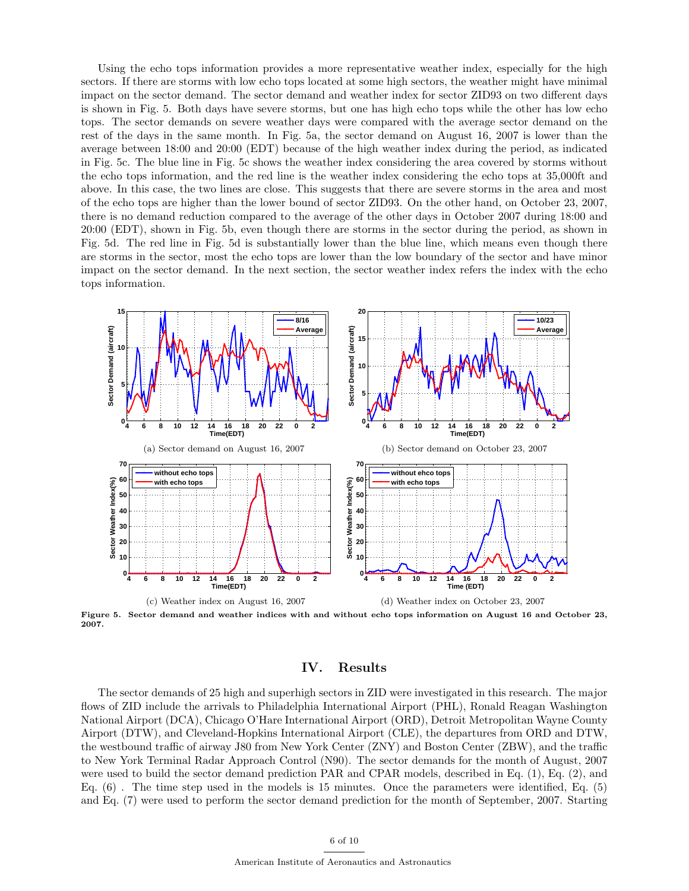Using the echo tops information provides a more representative weather index, especially for the high sectors. If there are storms with low echo tops located at some high sectors, the weather might have minimal impact on the sector demand. The sector demand and weather index for sector ZID93 on two different days is shown in Fig. 5. Both days have severe storms, but one has high echo tops while the other has low echo tops. The sector demands on severe weather days were compared with the average sector demand on the rest of the days in the same month. In Fig. 5a, the sector demand on August 16, 2007 is lower than the average between 18:00 and 20:00 (EDT) because of the high weather index during the period, as indicated in Fig. 5c. The blue line in Fig. 5c shows the weather index considering the area covered by storms without the echo tops information, and the red line is the weather index considering the echo tops at 35,000ft and above. In this case, the two lines are close. This suggests that there are severe storms in the area and most of the echo tops are higher than the lower bound of sector ZID93. On the other hand, on October 23, 2007, there is no demand reduction compared to the average of the other days in October 2007 during 18:00 and 20:00 (EDT), shown in Fig. 5b, even though there are storms in the sector during the period, as shown in Fig. 5d. The red line in Fig. 5d is substantially lower than the blue line, which means even though there are storms in the sector, most the echo tops are lower than the low boundary of the sector and have minor impact on the sector demand. In the next section, the sector weather index refers the index with the echo tops information.

(a) Sector demand on August 16, 2007

(b) Sector demand on October 23, 2007

(c) Weather index on August 16, 2007

(d) Weather index on October 23, 2007

**Figure 5. Sector demand and weather indices with and without echo tops information on August 16 and October 23, 2007.**

## IV. Results

The sector demands of 25 high and superhigh sectors in ZID were investigated in this research. The major flows of ZID include the arrivals to Philadelphia International Airport (PHL), Ronald Reagan Washington National Airport (DCA), Chicago O'Hare International Airport (ORD), Detroit Metropolitan Wayne County Airport (DTW), and Cleveland-Hopkins International Airport (CLE), the departures from ORD and DTW, the westbound traffic of airway J80 from New York Center (ZNY) and Boston Center (ZBW), and the traffic to New York Terminal Radar Approach Control (N90). The sector demands for the month of August, 2007 were used to build the sector demand prediction PAR and CPAR models, described in Eq. (1), Eq. (2), and Eq. (6) . The time step used in the models is 15 minutes. Once the parameters were identified, Eq. (5) and Eq. (7) were used to perform the sector demand prediction for the month of September, 2007. Starting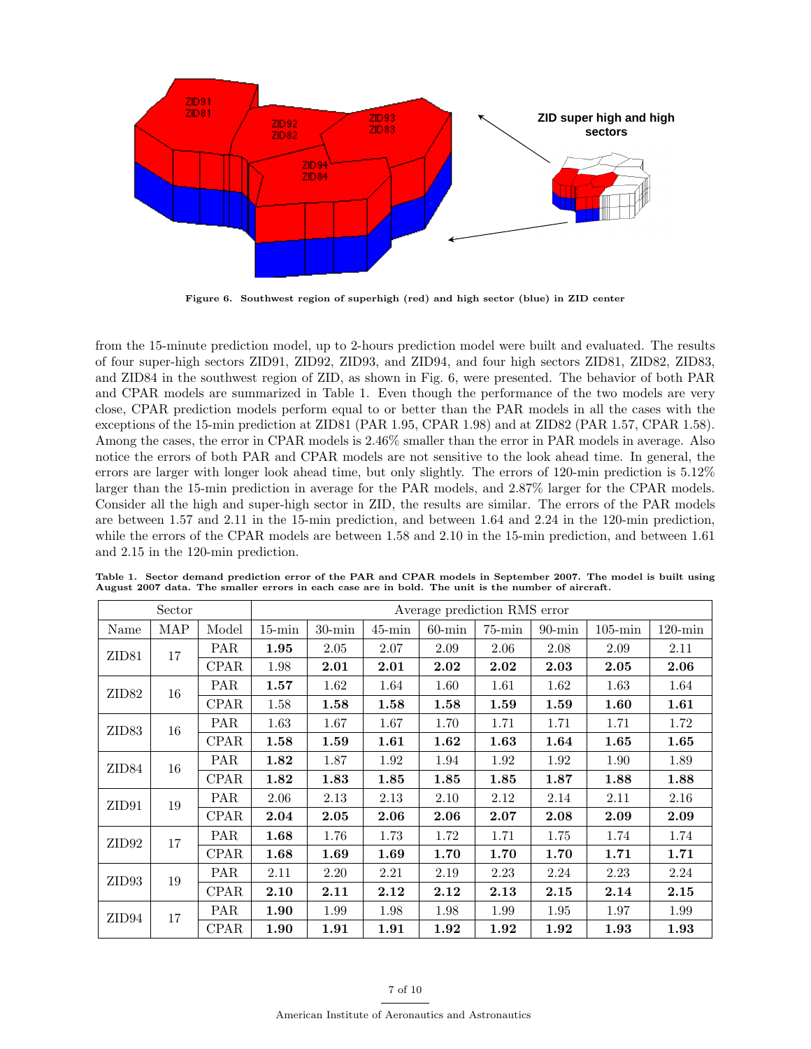Figure 6. Southwest region of superhigh (red) and high sector (blue) in ZID center

from the 15-minute prediction model, up to 2-hours prediction model were built and evaluated. The results of four super-high sectors ZID91, ZID92, ZID93, and ZID94, and four high sectors ZID81, ZID82, ZID83, and ZID84 in the southwest region of ZID, as shown in Fig. 6, were presented. The behavior of both PAR and CPAR models are summarized in Table 1. Even though the performance of the two models are very close, CPAR prediction models perform equal to or better than the PAR models in all the cases with the exceptions of the 15-min prediction at ZID81 (PAR 1.95, CPAR 1.98) and at ZID82 (PAR 1.57, CPAR 1.58). Among the cases, the error in CPAR models is 2.46% smaller than the error in PAR models in average. Also notice the errors of both PAR and CPAR models are not sensitive to the look ahead time. In general, the errors are larger with longer look ahead time, but only slightly. The errors of 120-min prediction is 5.12% larger than the 15-min prediction in average for the PAR models, and 2.87% larger for the CPAR models. Consider all the high and super-high sector in ZID, the results are similar. The errors of the PAR models are between 1.57 and 2.11 in the 15-min prediction, and between 1.64 and 2.24 in the 120-min prediction, while the errors of the CPAR models are between 1.58 and 2.10 in the 15-min prediction, and between 1.61 and 2.15 in the 120-min prediction.

**Table 1. Sector demand prediction error of the PAR and CPAR models in September 2007. The model is built using August 2007 data. The smaller errors in each case are in bold. The unit is the number of aircraft.**

| Sector | | | Average prediction RMS error | | | | | | | |
|---|---|---|---|---|---|---|---|---|---|---|
| Name | MAP | Model | 15-min | 30-min | 45-min | 60-min | 75-min | 90-min | 105-min | 120-min |
| ZID81 | 17 | PAR | **1.95** | 2.05 | 2.07 | 2.09 | 2.06 | 2.08 | 2.09 | 2.11 |
| | | CPAR | 1.98 | **2.01** | **2.01** | **2.02** | **2.02** | **2.03** | **2.05** | **2.06** |
| ZID82 | 16 | PAR | **1.57** | 1.62 | 1.64 | 1.60 | 1.61 | 1.62 | 1.63 | 1.64 |
| | | CPAR | 1.58 | **1.58** | **1.58** | **1.58** | **1.59** | **1.59** | **1.60** | **1.61** |
| ZID83 | 16 | PAR | 1.63 | 1.67 | 1.67 | 1.70 | 1.71 | 1.71 | 1.71 | 1.72 |
| | | CPAR | **1.58** | **1.59** | **1.61** | **1.62** | **1.63** | **1.64** | **1.65** | **1.65** |
| ZID84 | 16 | PAR | **1.82** | 1.87 | 1.92 | 1.94 | 1.92 | 1.92 | 1.90 | 1.89 |
| | | CPAR | **1.82** | **1.83** | **1.85** | **1.85** | **1.85** | **1.87** | **1.88** | **1.88** |
| ZID91 | 19 | PAR | 2.06 | 2.13 | 2.13 | 2.10 | 2.12 | 2.14 | 2.11 | 2.16 |
| | | CPAR | **2.04** | **2.05** | **2.06** | **2.06** | **2.07** | **2.08** | **2.09** | **2.09** |
| ZID92 | 17 | PAR | **1.68** | 1.76 | 1.73 | 1.72 | 1.71 | 1.75 | 1.74 | 1.74 |
| | | CPAR | **1.68** | **1.69** | **1.69** | **1.70** | **1.70** | **1.70** | **1.71** | **1.71** |
| ZID93 | 19 | PAR | 2.11 | 2.20 | 2.21 | 2.19 | 2.23 | 2.24 | 2.23 | 2.24 |
| | | CPAR | **2.10** | **2.11** | **2.12** | **2.12** | **2.13** | **2.15** | **2.14** | **2.15** |
| ZID94 | 17 | PAR | **1.90** | 1.99 | 1.98 | 1.98 | 1.99 | 1.95 | 1.97 | 1.99 |
| | | CPAR | **1.90** | **1.91** | **1.91** | **1.92** | **1.92** | **1.92** | **1.93** | **1.93** |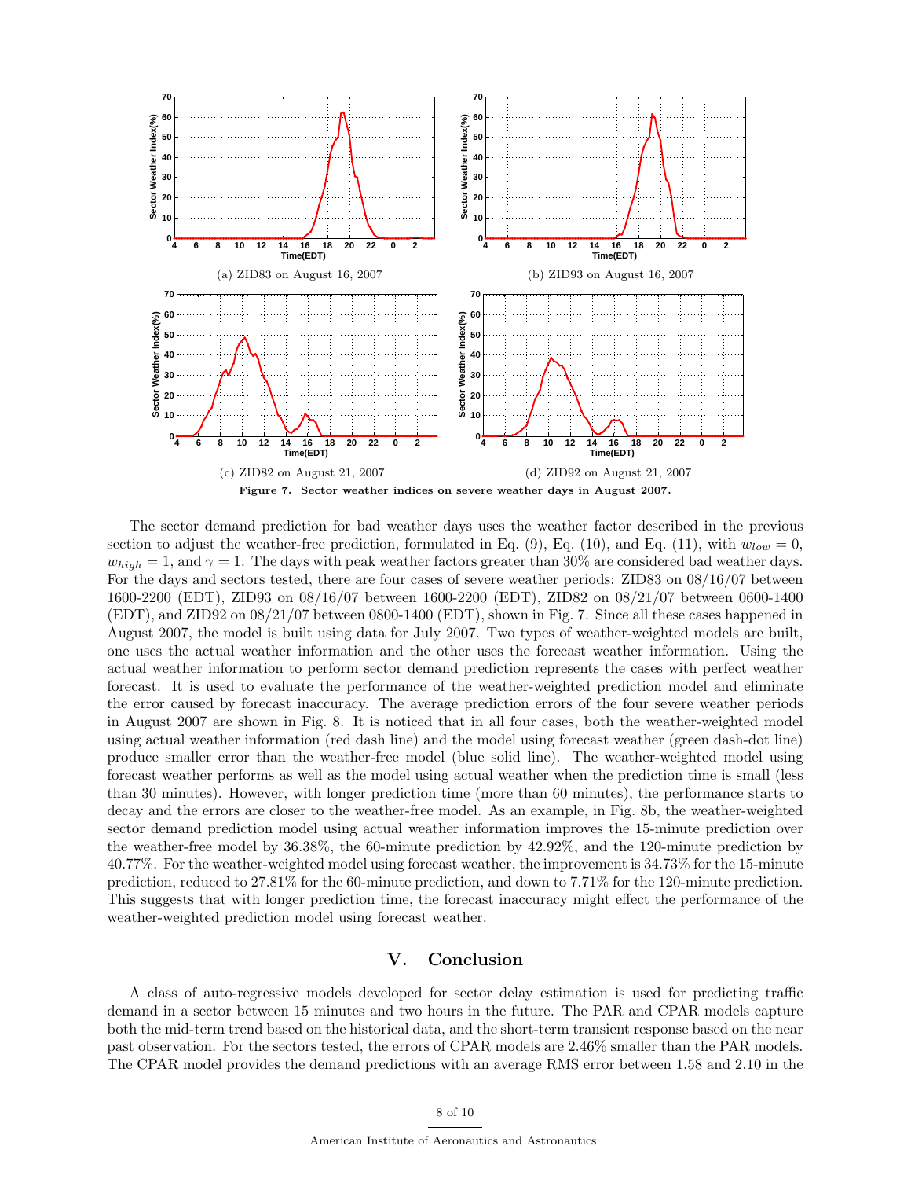(a) ZID83 on August 16, 2007

(b) ZID93 on August 16, 2007

(c) ZID82 on August 21, 2007

(d) ZID92 on August 21, 2007

**Figure 7. Sector weather indices on severe weather days in August 2007.**

The sector demand prediction for bad weather days uses the weather factor described in the previous section to adjust the weather-free prediction, formulated in Eq. (9), Eq. (10), and Eq. (11), with $w_{low} = 0$, $w_{high} = 1$, and $\gamma = 1$. The days with peak weather factors greater than 30% are considered bad weather days. For the days and sectors tested, there are four cases of severe weather periods: ZID83 on 08/16/07 between 1600-2200 (EDT), ZID93 on 08/16/07 between 1600-2200 (EDT), ZID82 on 08/21/07 between 0600-1400 (EDT), and ZID92 on 08/21/07 between 0800-1400 (EDT), shown in Fig. 7. Since all these cases happened in August 2007, the model is built using data for July 2007. Two types of weather-weighted models are built, one uses the actual weather information and the other uses the forecast weather information. Using the actual weather information to perform sector demand prediction represents the cases with perfect weather forecast. It is used to evaluate the performance of the weather-weighted prediction model and eliminate the error caused by forecast inaccuracy. The average prediction errors of the four severe weather periods in August 2007 are shown in Fig. 8. It is noticed that in all four cases, both the weather-weighted model using actual weather information (red dash line) and the model using forecast weather (green dash-dot line) produce smaller error than the weather-free model (blue solid line). The weather-weighted model using forecast weather performs as well as the model using actual weather when the prediction time is small (less than 30 minutes). However, with longer prediction time (more than 60 minutes), the performance starts to decay and the errors are closer to the weather-free model. As an example, in Fig. 8b, the weather-weighted sector demand prediction model using actual weather information improves the 15-minute prediction over the weather-free model by 36.38%, the 60-minute prediction by 42.92%, and the 120-minute prediction by 40.77%. For the weather-weighted model using forecast weather, the improvement is 34.73% for the 15-minute prediction, reduced to 27.81% for the 60-minute prediction, and down to 7.71% for the 120-minute prediction. This suggests that with longer prediction time, the forecast inaccuracy might effect the performance of the weather-weighted prediction model using forecast weather.

## V. Conclusion

A class of auto-regressive models developed for sector delay estimation is used for predicting traffic demand in a sector between 15 minutes and two hours in the future. The PAR and CPAR models capture both the mid-term trend based on the historical data, and the short-term transient response based on the near past observation. For the sectors tested, the errors of CPAR models are 2.46% smaller than the PAR models. The CPAR model provides the demand predictions with an average RMS error between 1.58 and 2.10 in the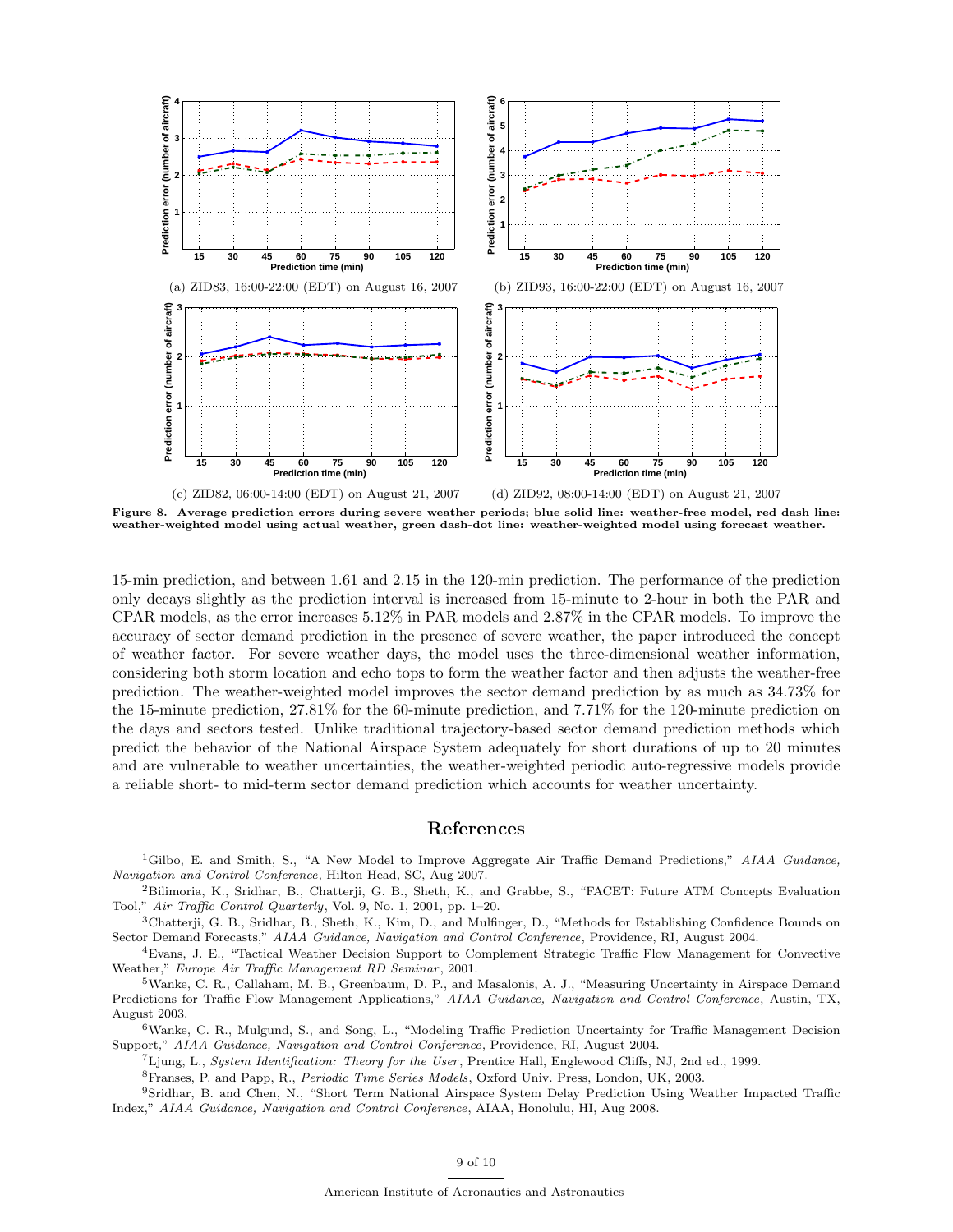(a) ZID83, 16:00-22:00 (EDT) on August 16, 2007

(b) ZID93, 16:00-22:00 (EDT) on August 16, 2007

(c) ZID82, 06:00-14:00 (EDT) on August 21, 2007

(d) ZID92, 08:00-14:00 (EDT) on August 21, 2007

**Figure 8. Average prediction errors during severe weather periods; blue solid line: weather-free model, red dash line: weather-weighted model using actual weather, green dash-dot line: weather-weighted model using forecast weather.**

15-min prediction, and between 1.61 and 2.15 in the 120-min prediction. The performance of the prediction only decays slightly as the prediction interval is increased from 15-minute to 2-hour in both the PAR and CPAR models, as the error increases 5.12% in PAR models and 2.87% in the CPAR models. To improve the accuracy of sector demand prediction in the presence of severe weather, the paper introduced the concept of weather factor. For severe weather days, the model uses the three-dimensional weather information, considering both storm location and echo tops to form the weather factor and then adjusts the weather-free prediction. The weather-weighted model improves the sector demand prediction by as much as 34.73% for the 15-minute prediction, 27.81% for the 60-minute prediction, and 7.71% for the 120-minute prediction on the days and sectors tested. Unlike traditional trajectory-based sector demand prediction methods which predict the behavior of the National Airspace System adequately for short durations of up to 20 minutes and are vulnerable to weather uncertainties, the weather-weighted periodic auto-regressive models provide a reliable short- to mid-term sector demand prediction which accounts for weather uncertainty.

## References

[1] Gilbo, E. and Smith, S., "A New Model to Improve Aggregate Air Traffic Demand Predictions," *AIAA Guidance, Navigation and Control Conference*, Hilton Head, SC, Aug 2007.

[2] Bilimoria, K., Sridhar, B., Chatterji, G. B., Sheth, K., and Grabbe, S., "FACET: Future ATM Concepts Evaluation Tool," *Air Traffic Control Quarterly*, Vol. 9, No. 1, 2001, pp. 1–20.

[3] Chatterji, G. B., Sridhar, B., Sheth, K., Kim, D., and Mulfinger, D., "Methods for Establishing Confidence Bounds on Sector Demand Forecasts," *AIAA Guidance, Navigation and Control Conference*, Providence, RI, August 2004.

[4] Evans, J. E., "Tactical Weather Decision Support to Complement Strategic Traffic Flow Management for Convective Weather," *Europe Air Traffic Management RD Seminar*, 2001.

[5] Wanke, C. R., Callaham, M. B., Greenbaum, D. P., and Masalonis, A. J., "Measuring Uncertainty in Airspace Demand Predictions for Traffic Flow Management Applications," *AIAA Guidance, Navigation and Control Conference*, Austin, TX, August 2003.

[6] Wanke, C. R., Mulgund, S., and Song, L., "Modeling Traffic Prediction Uncertainty for Traffic Management Decision Support," *AIAA Guidance, Navigation and Control Conference*, Providence, RI, August 2004.

[7] Ljung, L., *System Identification: Theory for the User*, Prentice Hall, Englewood Cliffs, NJ, 2nd ed., 1999.

[8] Franses, P. and Papp, R., *Periodic Time Series Models*, Oxford Univ. Press, London, UK, 2003.

[9] Sridhar, B. and Chen, N., "Short Term National Airspace System Delay Prediction Using Weather Impacted Traffic Index," *AIAA Guidance, Navigation and Control Conference*, AIAA, Honolulu, HI, Aug 2008.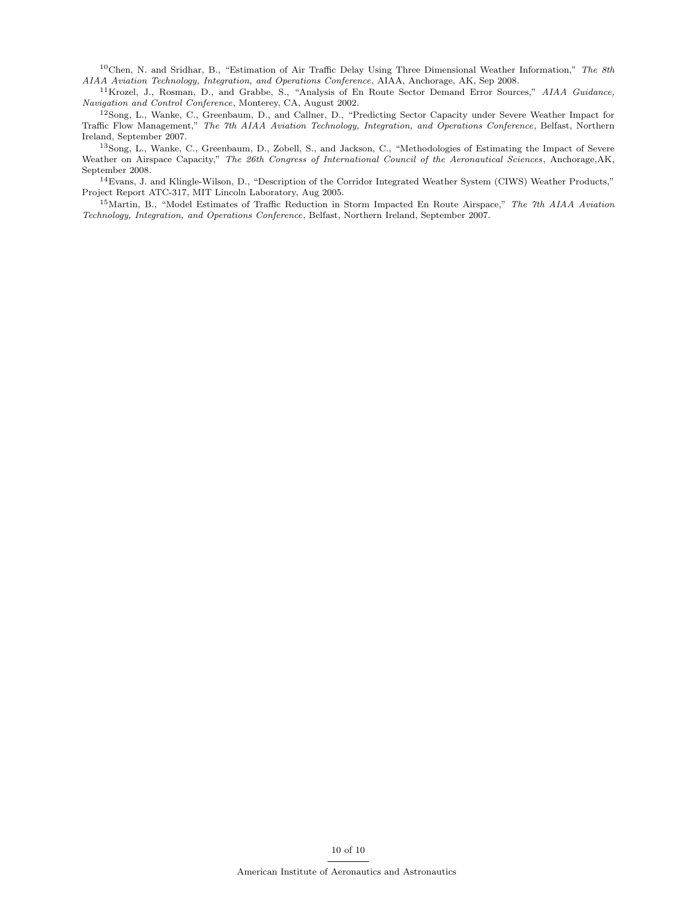[10] Chen, N. and Sridhar, B., "Estimation of Air Traffic Delay Using Three Dimensional Weather Information," *The 8th AIAA Aviation Technology, Integration, and Operations Conference*, AIAA, Anchorage, AK, Sep 2008.

[11] Krozel, J., Rosman, D., and Grabbe, S., "Analysis of En Route Sector Demand Error Sources," *AIAA Guidance, Navigation and Control Conference*, Monterey, CA, August 2002.

[12] Song, L., Wanke, C., Greenbaum, D., and Callner, D., "Predicting Sector Capacity under Severe Weather Impact for Traffic Flow Management," *The 7th AIAA Aviation Technology, Integration, and Operations Conference*, Belfast, Northern Ireland, September 2007.

[13] Song, L., Wanke, C., Greenbaum, D., Zobell, S., and Jackson, C., "Methodologies of Estimating the Impact of Severe Weather on Airspace Capacity," *The 26th Congress of International Council of the Aeronautical Sciences*, Anchorage,AK, September 2008.

[14] Evans, J. and Klingle-Wilson, D., "Description of the Corridor Integrated Weather System (CIWS) Weather Products," Project Report ATC-317, MIT Lincoln Laboratory, Aug 2005.

[15] Martin, B., "Model Estimates of Traffic Reduction in Storm Impacted En Route Airspace," *The 7th AIAA Aviation Technology, Integration, and Operations Conference*, Belfast, Northern Ireland, September 2007.